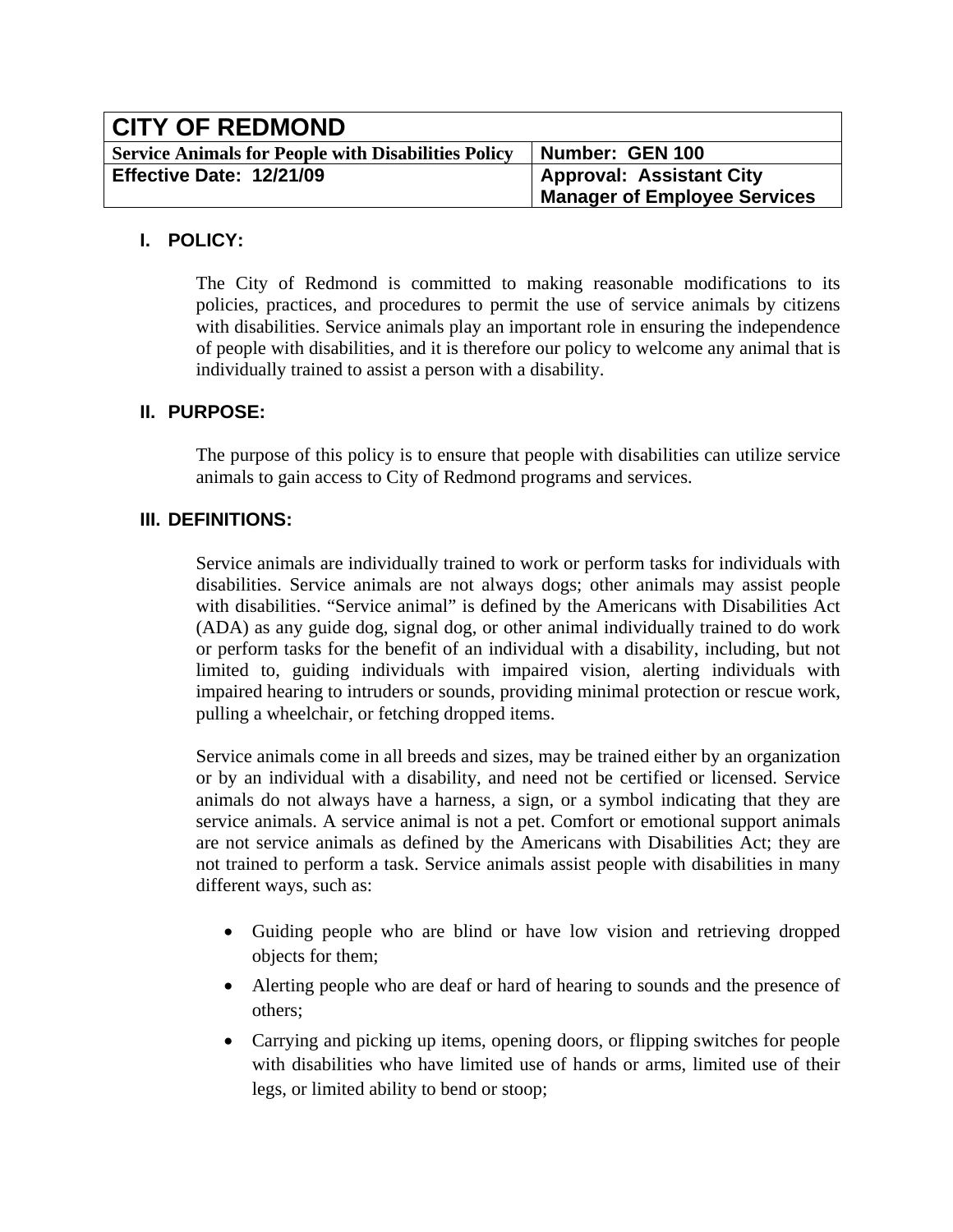| CITY OF REDMOND | |
|---|---|
| **Service Animals for People with Disabilities Policy** | **Number: GEN 100** |
| **Effective Date: 12/21/09** | **Approval: Assistant City Manager of Employee Services** |

## I. POLICY:

The City of Redmond is committed to making reasonable modifications to its policies, practices, and procedures to permit the use of service animals by citizens with disabilities. Service animals play an important role in ensuring the independence of people with disabilities, and it is therefore our policy to welcome any animal that is individually trained to assist a person with a disability.

## II. PURPOSE:

The purpose of this policy is to ensure that people with disabilities can utilize service animals to gain access to City of Redmond programs and services.

## III. DEFINITIONS:

Service animals are individually trained to work or perform tasks for individuals with disabilities. Service animals are not always dogs; other animals may assist people with disabilities. "Service animal" is defined by the Americans with Disabilities Act (ADA) as any guide dog, signal dog, or other animal individually trained to do work or perform tasks for the benefit of an individual with a disability, including, but not limited to, guiding individuals with impaired vision, alerting individuals with impaired hearing to intruders or sounds, providing minimal protection or rescue work, pulling a wheelchair, or fetching dropped items.

Service animals come in all breeds and sizes, may be trained either by an organization or by an individual with a disability, and need not be certified or licensed. Service animals do not always have a harness, a sign, or a symbol indicating that they are service animals. A service animal is not a pet. Comfort or emotional support animals are not service animals as defined by the Americans with Disabilities Act; they are not trained to perform a task. Service animals assist people with disabilities in many different ways, such as:

- Guiding people who are blind or have low vision and retrieving dropped objects for them;
- Alerting people who are deaf or hard of hearing to sounds and the presence of others;
- Carrying and picking up items, opening doors, or flipping switches for people with disabilities who have limited use of hands or arms, limited use of their legs, or limited ability to bend or stoop;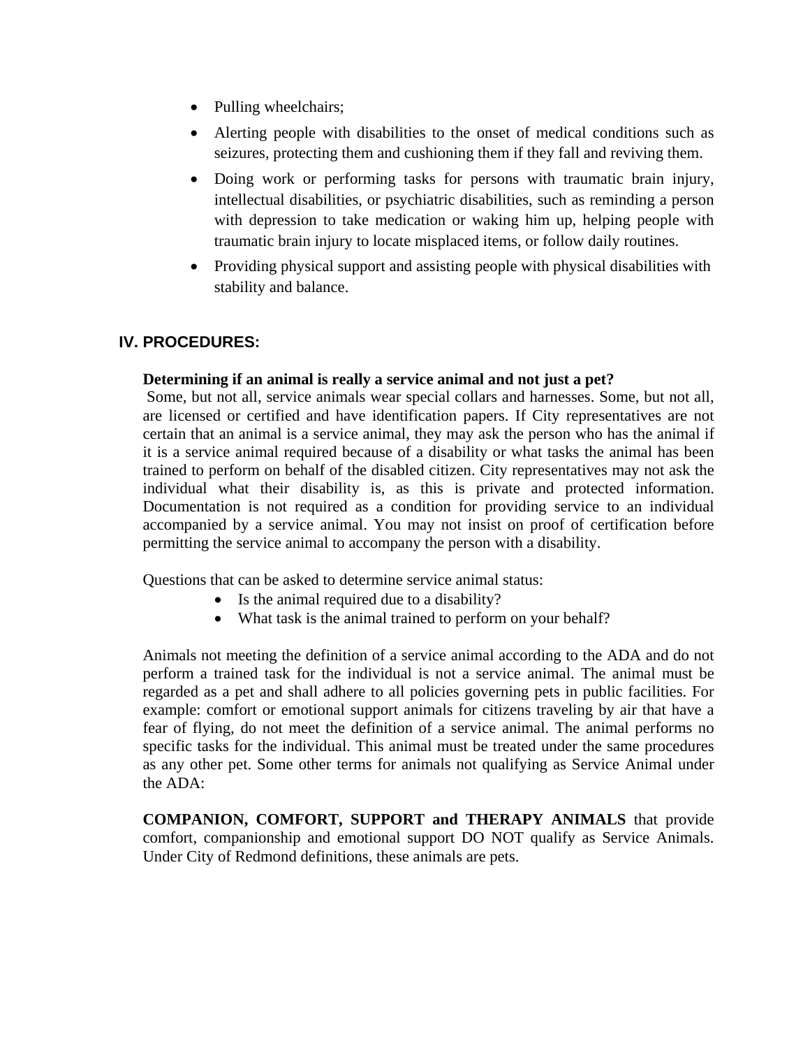- Pulling wheelchairs;
- Alerting people with disabilities to the onset of medical conditions such as seizures, protecting them and cushioning them if they fall and reviving them.
- Doing work or performing tasks for persons with traumatic brain injury, intellectual disabilities, or psychiatric disabilities, such as reminding a person with depression to take medication or waking him up, helping people with traumatic brain injury to locate misplaced items, or follow daily routines.
- Providing physical support and assisting people with physical disabilities with stability and balance.

## IV. PROCEDURES:

**Determining if an animal is really a service animal and not just a pet?**

Some, but not all, service animals wear special collars and harnesses. Some, but not all, are licensed or certified and have identification papers. If City representatives are not certain that an animal is a service animal, they may ask the person who has the animal if it is a service animal required because of a disability or what tasks the animal has been trained to perform on behalf of the disabled citizen. City representatives may not ask the individual what their disability is, as this is private and protected information. Documentation is not required as a condition for providing service to an individual accompanied by a service animal. You may not insist on proof of certification before permitting the service animal to accompany the person with a disability.

Questions that can be asked to determine service animal status:

- Is the animal required due to a disability?
- What task is the animal trained to perform on your behalf?

Animals not meeting the definition of a service animal according to the ADA and do not perform a trained task for the individual is not a service animal. The animal must be regarded as a pet and shall adhere to all policies governing pets in public facilities. For example: comfort or emotional support animals for citizens traveling by air that have a fear of flying, do not meet the definition of a service animal. The animal performs no specific tasks for the individual. This animal must be treated under the same procedures as any other pet. Some other terms for animals not qualifying as Service Animal under the ADA:

**COMPANION, COMFORT, SUPPORT and THERAPY ANIMALS** that provide comfort, companionship and emotional support DO NOT qualify as Service Animals. Under City of Redmond definitions, these animals are pets.